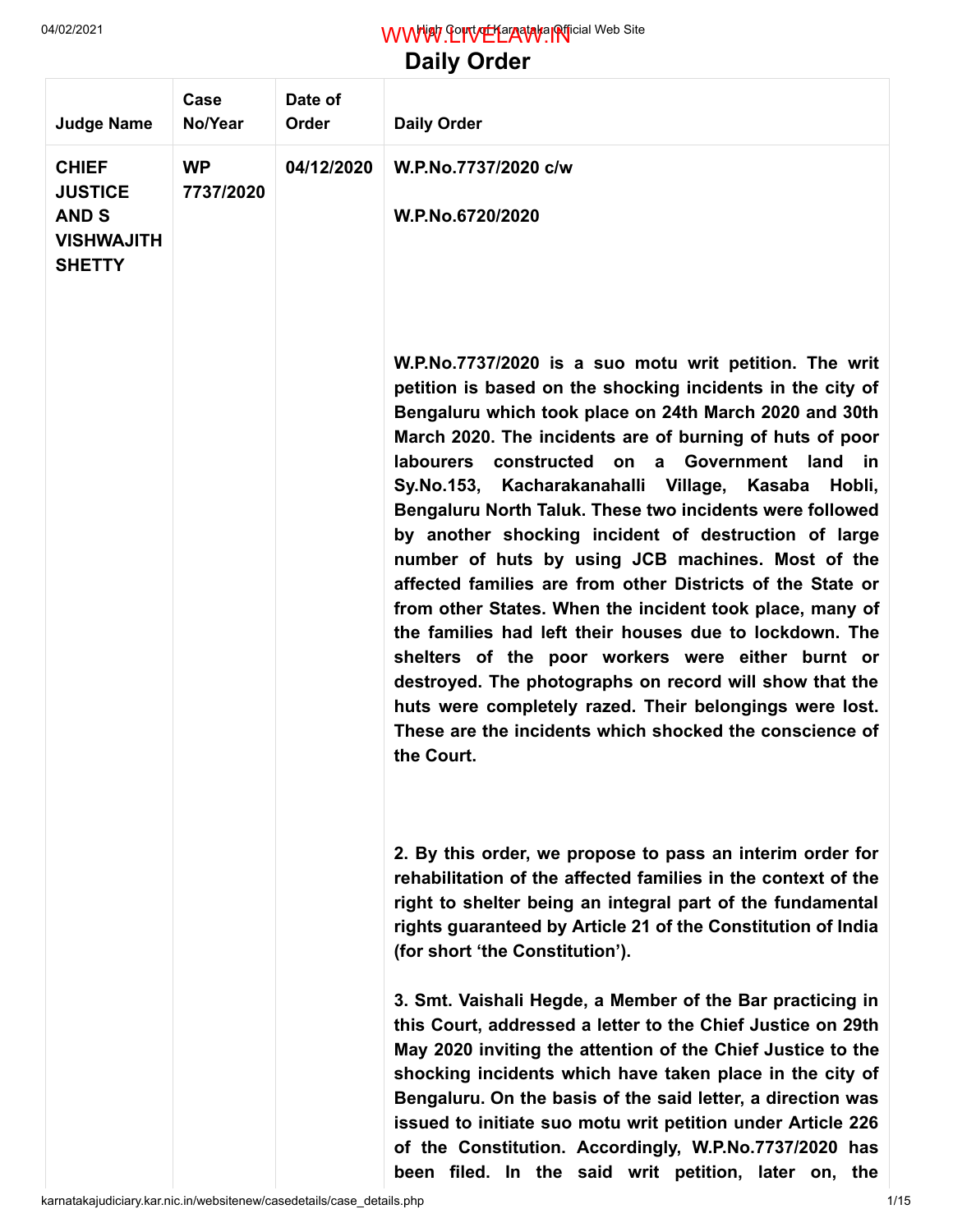# Daily Order

| Judge Name | Case No/Year | Date of Order | Daily Order |
|---|---|---|---|
| **CHIEF JUSTICE AND S VISHWAJITH SHETTY** | **WP 7737/2020** | **04/12/2020** | **W.P.No.7737/2020 c/w**<br><br>**W.P.No.6720/2020**<br><br>**W.P.No.7737/2020 is a suo motu writ petition. The writ petition is based on the shocking incidents in the city of Bengaluru which took place on 24th March 2020 and 30th March 2020. The incidents are of burning of huts of poor labourers constructed on a Government land in Sy.No.153, Kacharakanahalli Village, Kasaba Hobli, Bengaluru North Taluk. These two incidents were followed by another shocking incident of destruction of large number of huts by using JCB machines. Most of the affected families are from other Districts of the State or from other States. When the incident took place, many of the families had left their houses due to lockdown. The shelters of the poor workers were either burnt or destroyed. The photographs on record will show that the huts were completely razed. Their belongings were lost. These are the incidents which shocked the conscience of the Court.**<br><br>**2. By this order, we propose to pass an interim order for rehabilitation of the affected families in the context of the right to shelter being an integral part of the fundamental rights guaranteed by Article 21 of the Constitution of India (for short 'the Constitution').**<br><br>**3. Smt. Vaishali Hegde, a Member of the Bar practicing in this Court, addressed a letter to the Chief Justice on 29th May 2020 inviting the attention of the Chief Justice to the shocking incidents which have taken place in the city of Bengaluru. On the basis of the said letter, a direction was issued to initiate suo motu writ petition under Article 226 of the Constitution. Accordingly, W.P.No.7737/2020 has been filed. In the said writ petition, later on, the** |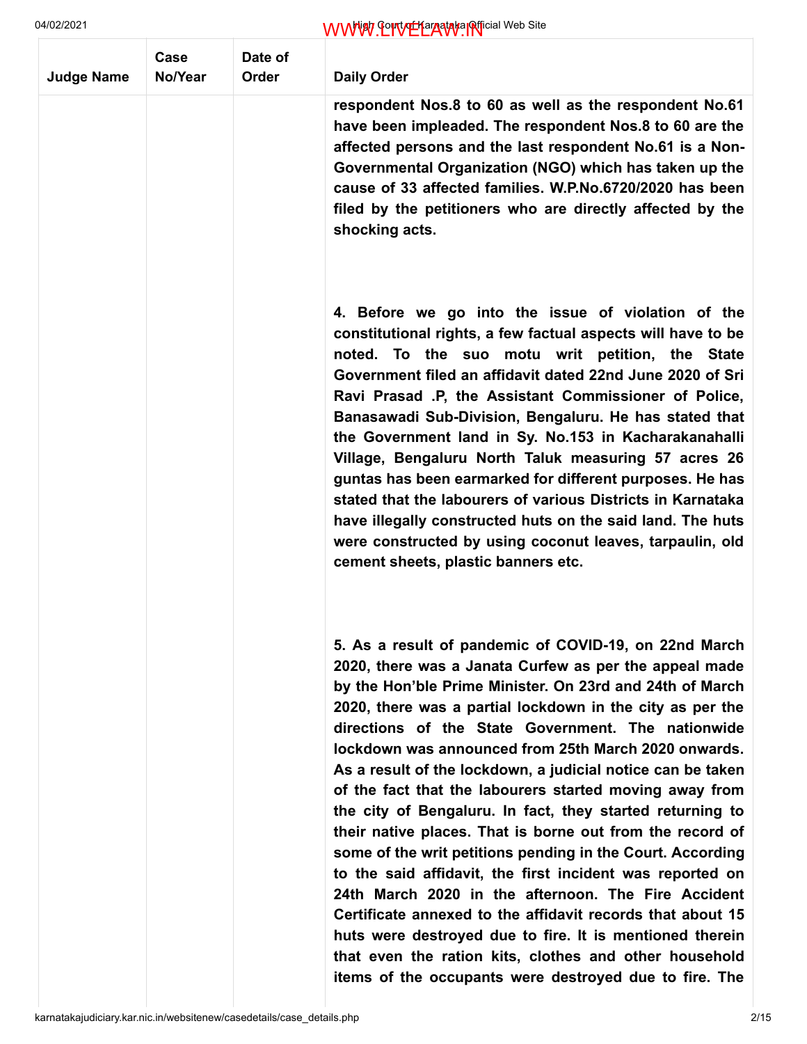| Judge Name | Case No/Year | Date of Order | Daily Order |
|---|---|---|---|
| | | | **respondent Nos.8 to 60 as well as the respondent No.61 have been impleaded. The respondent Nos.8 to 60 are the affected persons and the last respondent No.61 is a Non-Governmental Organization (NGO) which has taken up the cause of 33 affected families. W.P.No.6720/2020 has been filed by the petitioners who are directly affected by the shocking acts.**<br><br>**4. Before we go into the issue of violation of the constitutional rights, a few factual aspects will have to be noted. To the suo motu writ petition, the State Government filed an affidavit dated 22nd June 2020 of Sri Ravi Prasad .P, the Assistant Commissioner of Police, Banasawadi Sub-Division, Bengaluru. He has stated that the Government land in Sy. No.153 in Kacharakanahalli Village, Bengaluru North Taluk measuring 57 acres 26 guntas has been earmarked for different purposes. He has stated that the labourers of various Districts in Karnataka have illegally constructed huts on the said land. The huts were constructed by using coconut leaves, tarpaulin, old cement sheets, plastic banners etc.**<br><br>**5. As a result of pandemic of COVID-19, on 22nd March 2020, there was a Janata Curfew as per the appeal made by the Hon'ble Prime Minister. On 23rd and 24th of March 2020, there was a partial lockdown in the city as per the directions of the State Government. The nationwide lockdown was announced from 25th March 2020 onwards. As a result of the lockdown, a judicial notice can be taken of the fact that the labourers started moving away from the city of Bengaluru. In fact, they started returning to their native places. That is borne out from the record of some of the writ petitions pending in the Court. According to the said affidavit, the first incident was reported on 24th March 2020 in the afternoon. The Fire Accident Certificate annexed to the affidavit records that about 15 huts were destroyed due to fire. It is mentioned therein that even the ration kits, clothes and other household items of the occupants were destroyed due to fire. The** |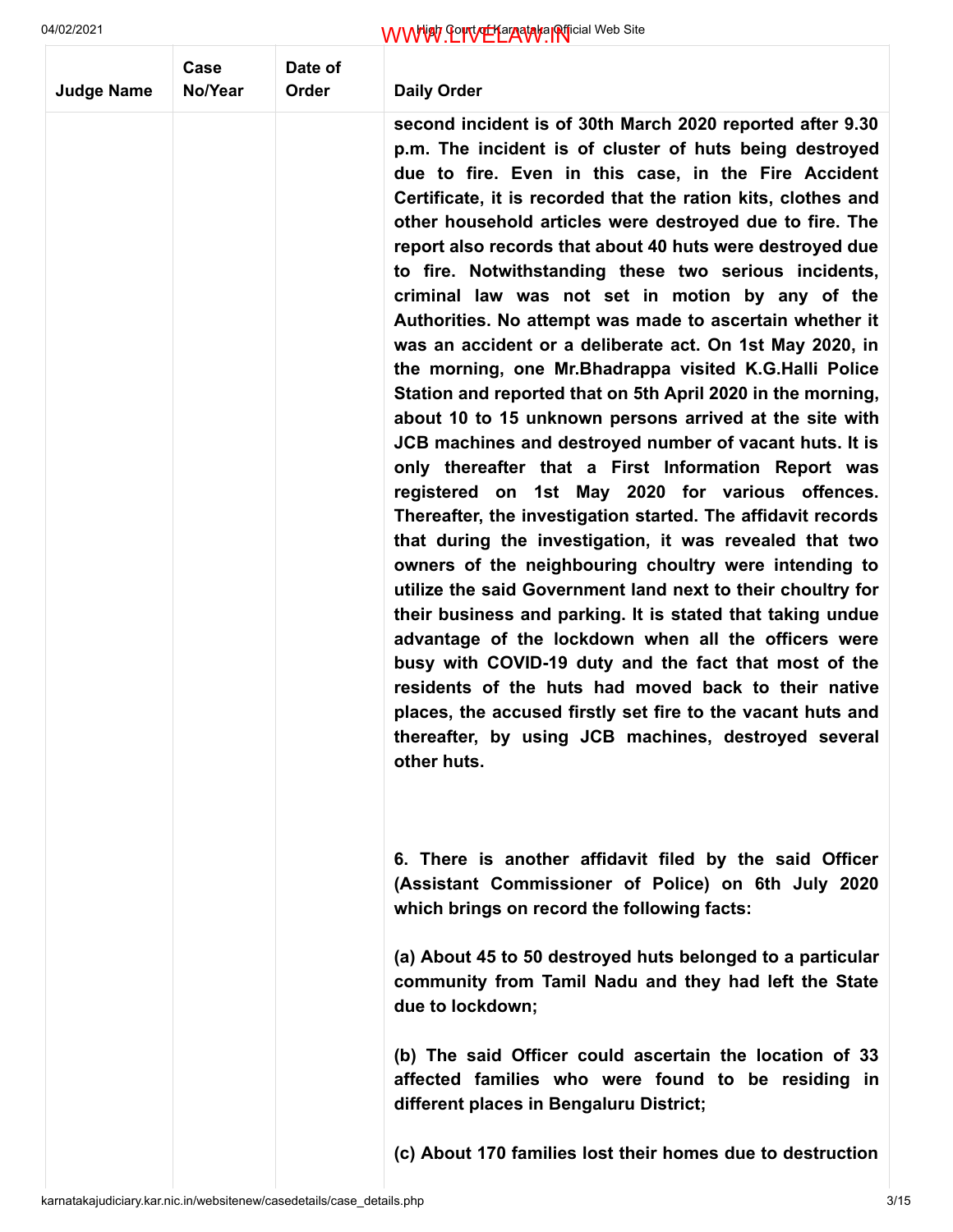| Judge Name | Case No/Year | Date of Order | Daily Order |
|---|---|---|---|
| | | | **second incident is of 30th March 2020 reported after 9.30 p.m. The incident is of cluster of huts being destroyed due to fire. Even in this case, in the Fire Accident Certificate, it is recorded that the ration kits, clothes and other household articles were destroyed due to fire. The report also records that about 40 huts were destroyed due to fire. Notwithstanding these two serious incidents, criminal law was not set in motion by any of the Authorities. No attempt was made to ascertain whether it was an accident or a deliberate act. On 1st May 2020, in the morning, one Mr.Bhadrappa visited K.G.Halli Police Station and reported that on 5th April 2020 in the morning, about 10 to 15 unknown persons arrived at the site with JCB machines and destroyed number of vacant huts. It is only thereafter that a First Information Report was registered on 1st May 2020 for various offences. Thereafter, the investigation started. The affidavit records that during the investigation, it was revealed that two owners of the neighbouring choultry were intending to utilize the said Government land next to their choultry for their business and parking. It is stated that taking undue advantage of the lockdown when all the officers were busy with COVID-19 duty and the fact that most of the residents of the huts had moved back to their native places, the accused firstly set fire to the vacant huts and thereafter, by using JCB machines, destroyed several other huts.**<br><br>**6. There is another affidavit filed by the said Officer (Assistant Commissioner of Police) on 6th July 2020 which brings on record the following facts:**<br><br>**(a) About 45 to 50 destroyed huts belonged to a particular community from Tamil Nadu and they had left the State due to lockdown;**<br><br>**(b) The said Officer could ascertain the location of 33 affected families who were found to be residing in different places in Bengaluru District;**<br><br>**(c) About 170 families lost their homes due to destruction** |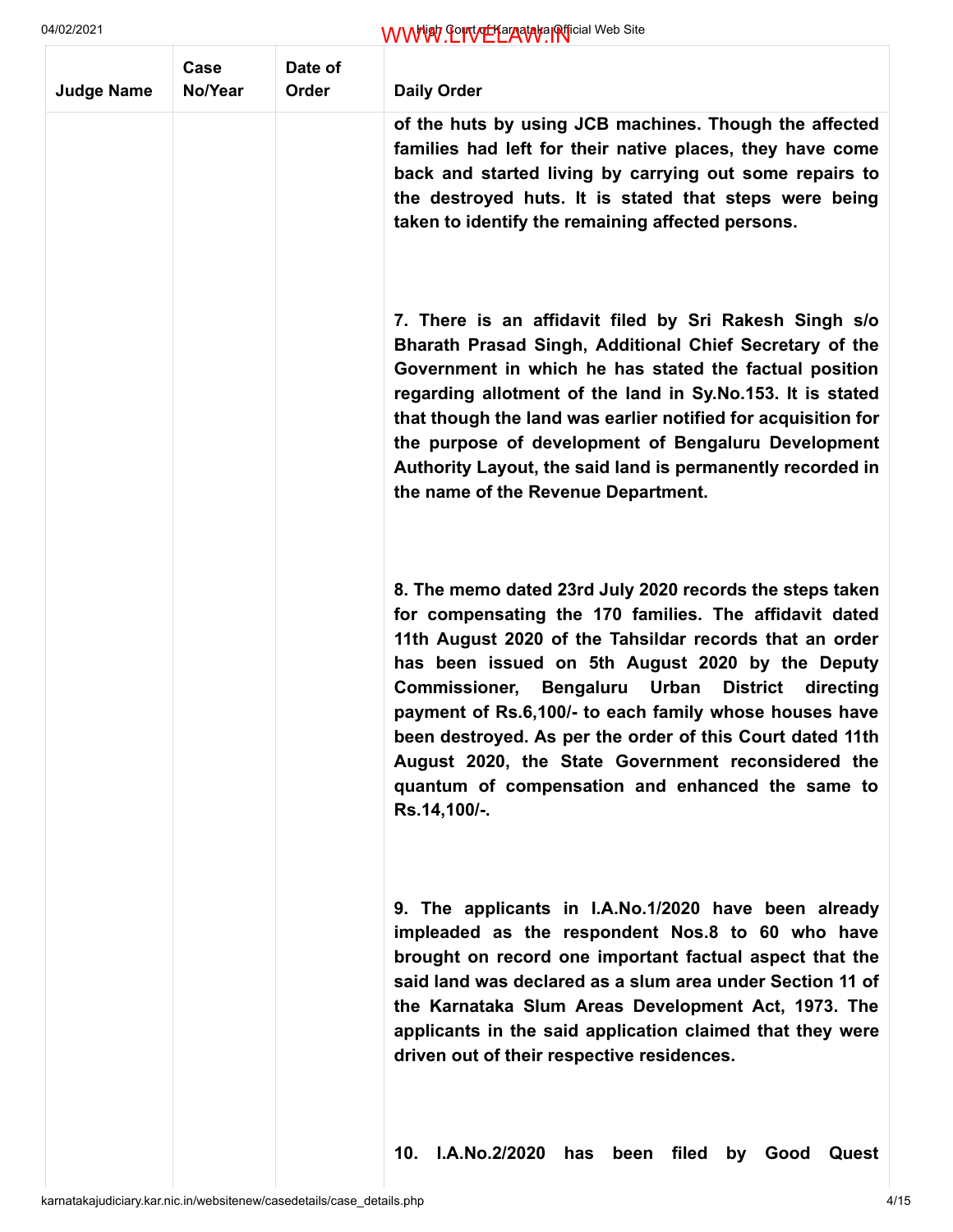| Judge Name | Case No/Year | Date of Order | Daily Order |
|---|---|---|---|
| | | | **of the huts by using JCB machines. Though the affected families had left for their native places, they have come back and started living by carrying out some repairs to the destroyed huts. It is stated that steps were being taken to identify the remaining affected persons.** |
| | | | **7. There is an affidavit filed by Sri Rakesh Singh s/o Bharath Prasad Singh, Additional Chief Secretary of the Government in which he has stated the factual position regarding allotment of the land in Sy.No.153. It is stated that though the land was earlier notified for acquisition for the purpose of development of Bengaluru Development Authority Layout, the said land is permanently recorded in the name of the Revenue Department.** |
| | | | **8. The memo dated 23rd July 2020 records the steps taken for compensating the 170 families. The affidavit dated 11th August 2020 of the Tahsildar records that an order has been issued on 5th August 2020 by the Deputy Commissioner, Bengaluru Urban District directing payment of Rs.6,100/- to each family whose houses have been destroyed. As per the order of this Court dated 11th August 2020, the State Government reconsidered the quantum of compensation and enhanced the same to Rs.14,100/-.** |
| | | | **9. The applicants in I.A.No.1/2020 have been already impleaded as the respondent Nos.8 to 60 who have brought on record one important factual aspect that the said land was declared as a slum area under Section 11 of the Karnataka Slum Areas Development Act, 1973. The applicants in the said application claimed that they were driven out of their respective residences.** |
| | | | **10. I.A.No.2/2020 has been filed by Good Quest** |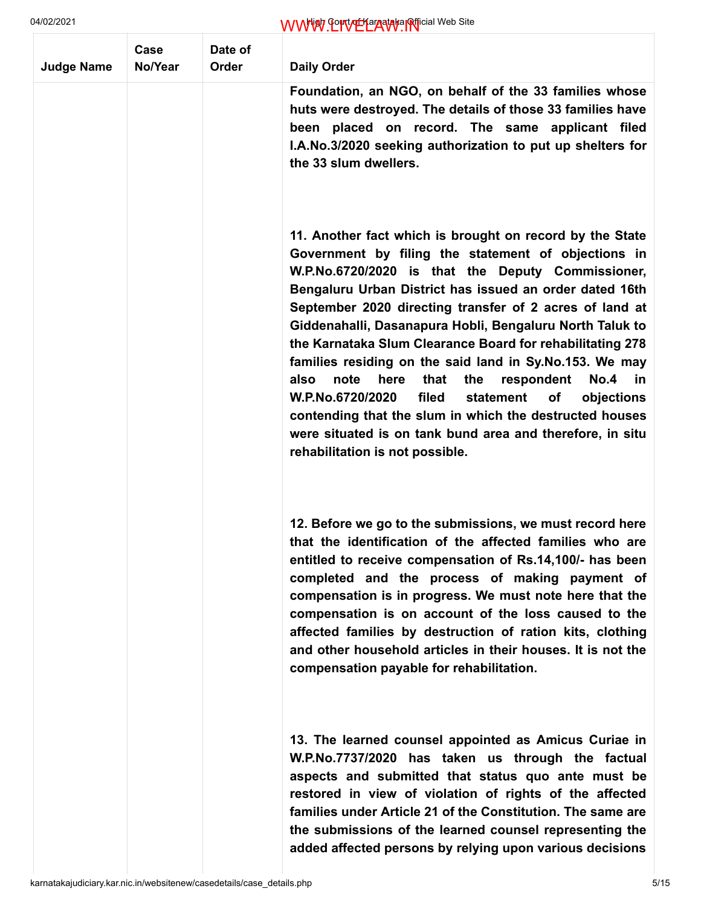| Judge Name | Case No/Year | Date of Order | Daily Order |
|---|---|---|---|
| | | | **Foundation, an NGO, on behalf of the 33 families whose huts were destroyed. The details of those 33 families have been placed on record. The same applicant filed I.A.No.3/2020 seeking authorization to put up shelters for the 33 slum dwellers.** |
| | | | **11. Another fact which is brought on record by the State Government by filing the statement of objections in W.P.No.6720/2020 is that the Deputy Commissioner, Bengaluru Urban District has issued an order dated 16th September 2020 directing transfer of 2 acres of land at Giddenahalli, Dasanapura Hobli, Bengaluru North Taluk to the Karnataka Slum Clearance Board for rehabilitating 278 families residing on the said land in Sy.No.153. We may also note here that the respondent No.4 in W.P.No.6720/2020 filed statement of objections contending that the slum in which the destructed houses were situated is on tank bund area and therefore, in situ rehabilitation is not possible.** |
| | | | **12. Before we go to the submissions, we must record here that the identification of the affected families who are entitled to receive compensation of Rs.14,100/- has been completed and the process of making payment of compensation is in progress. We must note here that the compensation is on account of the loss caused to the affected families by destruction of ration kits, clothing and other household articles in their houses. It is not the compensation payable for rehabilitation.** |
| | | | **13. The learned counsel appointed as Amicus Curiae in W.P.No.7737/2020 has taken us through the factual aspects and submitted that status quo ante must be restored in view of violation of rights of the affected families under Article 21 of the Constitution. The same are the submissions of the learned counsel representing the added affected persons by relying upon various decisions** |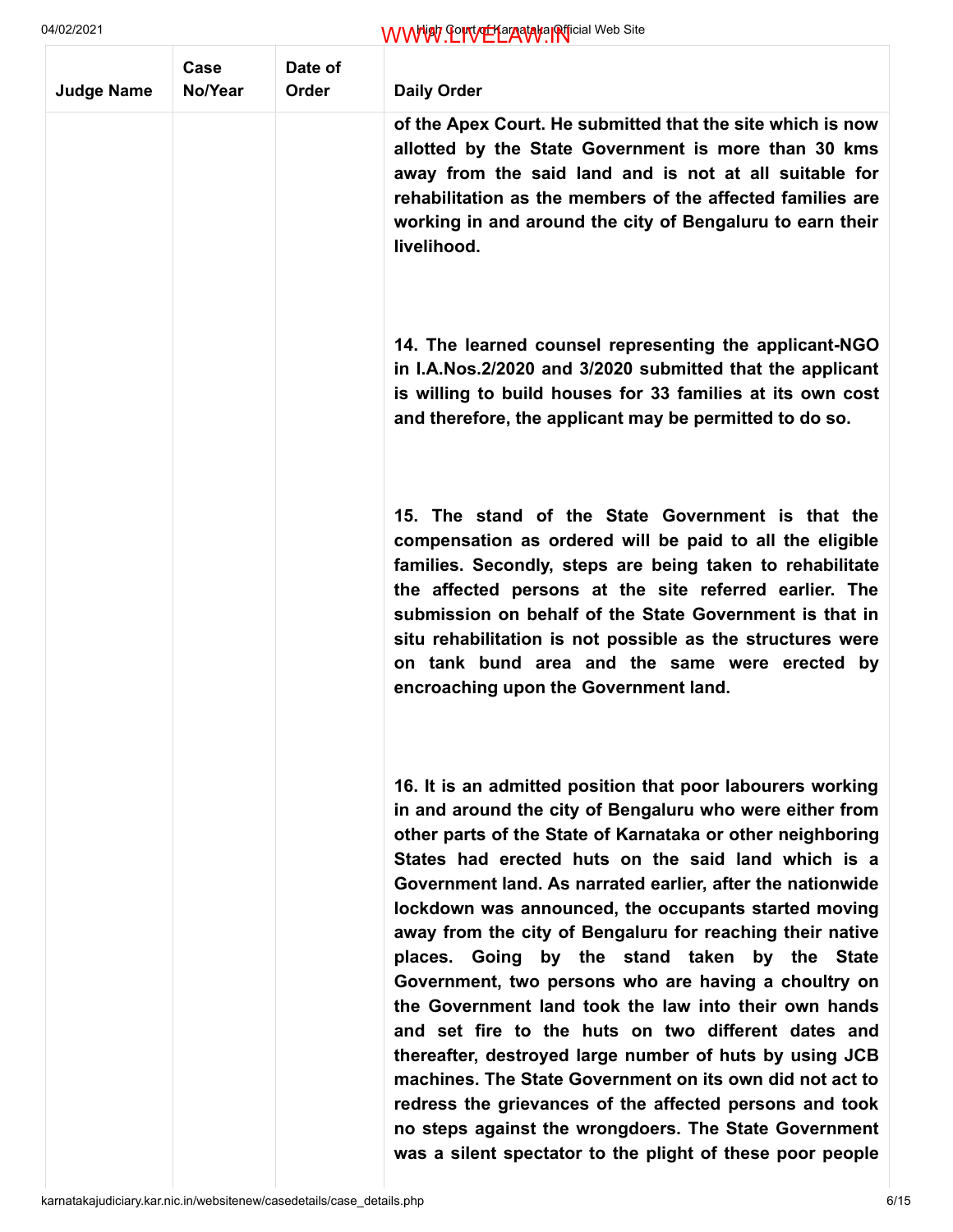| Judge Name | Case No/Year | Date of Order | Daily Order |
| --- | --- | --- | --- |
| | | | **of the Apex Court. He submitted that the site which is now allotted by the State Government is more than 30 kms away from the said land and is not at all suitable for rehabilitation as the members of the affected families are working in and around the city of Bengaluru to earn their livelihood.**<br><br>**14. The learned counsel representing the applicant-NGO in I.A.Nos.2/2020 and 3/2020 submitted that the applicant is willing to build houses for 33 families at its own cost and therefore, the applicant may be permitted to do so.**<br><br>**15. The stand of the State Government is that the compensation as ordered will be paid to all the eligible families. Secondly, steps are being taken to rehabilitate the affected persons at the site referred earlier. The submission on behalf of the State Government is that in situ rehabilitation is not possible as the structures were on tank bund area and the same were erected by encroaching upon the Government land.**<br><br>**16. It is an admitted position that poor labourers working in and around the city of Bengaluru who were either from other parts of the State of Karnataka or other neighboring States had erected huts on the said land which is a Government land. As narrated earlier, after the nationwide lockdown was announced, the occupants started moving away from the city of Bengaluru for reaching their native places. Going by the stand taken by the State Government, two persons who are having a choultry on the Government land took the law into their own hands and set fire to the huts on two different dates and thereafter, destroyed large number of huts by using JCB machines. The State Government on its own did not act to redress the grievances of the affected persons and took no steps against the wrongdoers. The State Government was a silent spectator to the plight of these poor people** |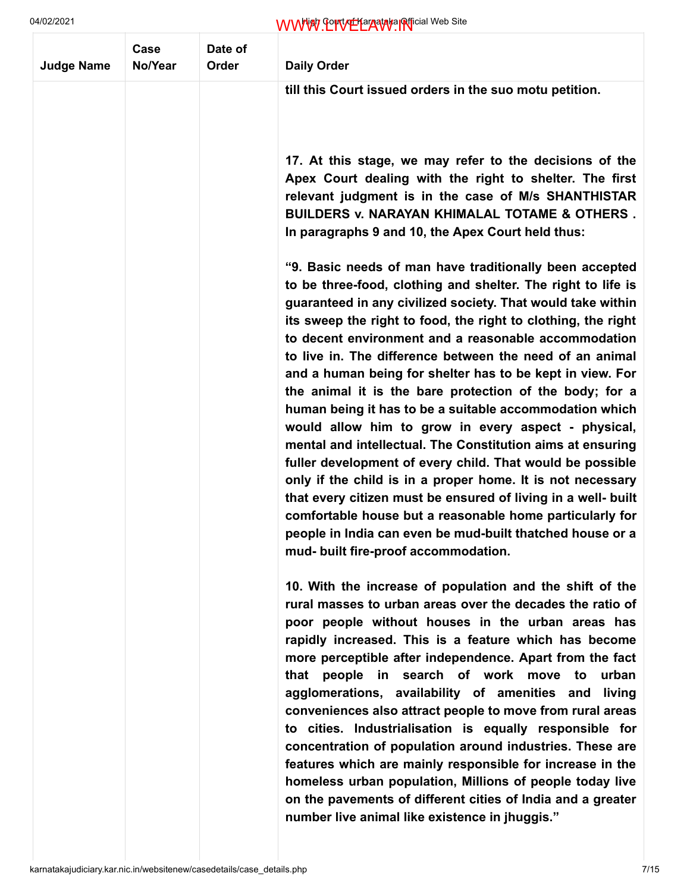| Judge Name | Case No/Year | Date of Order | Daily Order |
|---|---|---|---|
| | | | **till this Court issued orders in the suo motu petition.** |
| | | | **17. At this stage, we may refer to the decisions of the Apex Court dealing with the right to shelter. The first relevant judgment is in the case of M/s SHANTHISTAR BUILDERS v. NARAYAN KHIMALAL TOTAME & OTHERS . In paragraphs 9 and 10, the Apex Court held thus:** |
| | | | **"9. Basic needs of man have traditionally been accepted to be three-food, clothing and shelter. The right to life is guaranteed in any civilized society. That would take within its sweep the right to food, the right to clothing, the right to decent environment and a reasonable accommodation to live in. The difference between the need of an animal and a human being for shelter has to be kept in view. For the animal it is the bare protection of the body; for a human being it has to be a suitable accommodation which would allow him to grow in every aspect - physical, mental and intellectual. The Constitution aims at ensuring fuller development of every child. That would be possible only if the child is in a proper home. It is not necessary that every citizen must be ensured of living in a well- built comfortable house but a reasonable home particularly for people in India can even be mud-built thatched house or a mud- built fire-proof accommodation.** |
| | | | **10. With the increase of population and the shift of the rural masses to urban areas over the decades the ratio of poor people without houses in the urban areas has rapidly increased. This is a feature which has become more perceptible after independence. Apart from the fact that people in search of work move to urban agglomerations, availability of amenities and living conveniences also attract people to move from rural areas to cities. Industrialisation is equally responsible for concentration of population around industries. These are features which are mainly responsible for increase in the homeless urban population, Millions of people today live on the pavements of different cities of India and a greater number live animal like existence in jhuggis."** |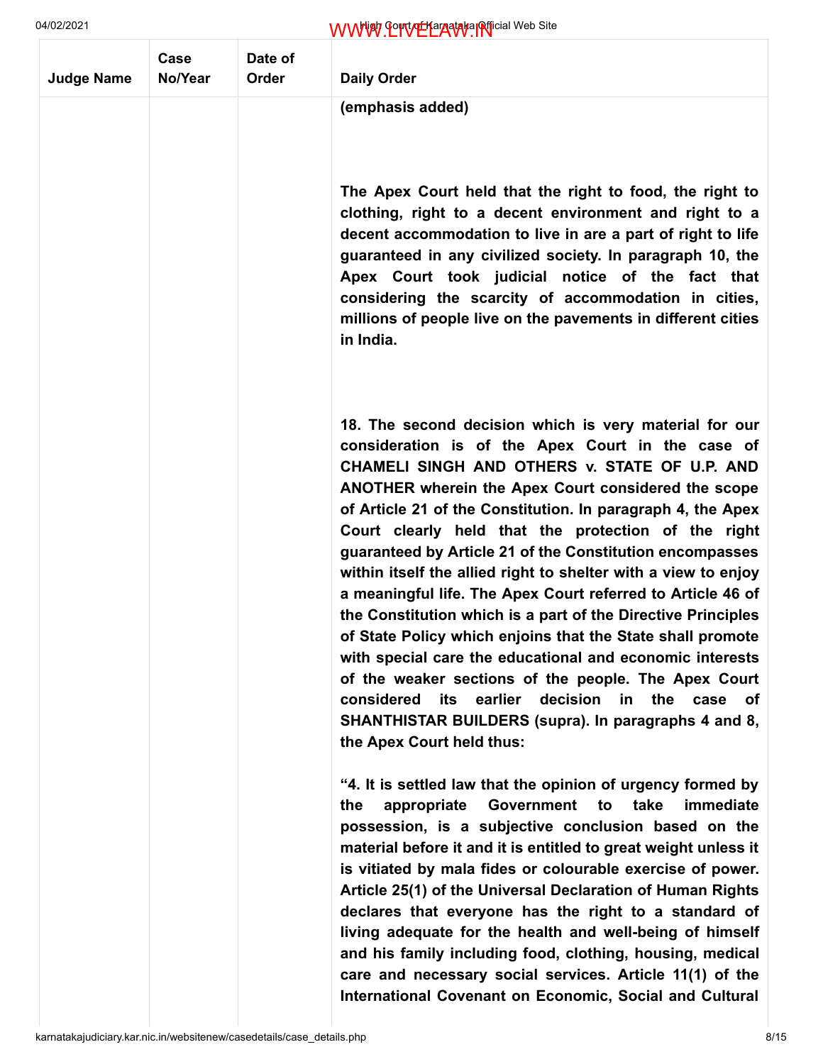| Judge Name | Case No/Year | Date of Order | Daily Order |
|---|---|---|---|

**(emphasis added)**

**The Apex Court held that the right to food, the right to clothing, right to a decent environment and right to a decent accommodation to live in are a part of right to life guaranteed in any civilized society. In paragraph 10, the Apex Court took judicial notice of the fact that considering the scarcity of accommodation in cities, millions of people live on the pavements in different cities in India.**

**18. The second decision which is very material for our consideration is of the Apex Court in the case of CHAMELI SINGH AND OTHERS v. STATE OF U.P. AND ANOTHER wherein the Apex Court considered the scope of Article 21 of the Constitution. In paragraph 4, the Apex Court clearly held that the protection of the right guaranteed by Article 21 of the Constitution encompasses within itself the allied right to shelter with a view to enjoy a meaningful life. The Apex Court referred to Article 46 of the Constitution which is a part of the Directive Principles of State Policy which enjoins that the State shall promote with special care the educational and economic interests of the weaker sections of the people. The Apex Court considered its earlier decision in the case of SHANTHISTAR BUILDERS (supra). In paragraphs 4 and 8, the Apex Court held thus:**

**"4. It is settled law that the opinion of urgency formed by the appropriate Government to take immediate possession, is a subjective conclusion based on the material before it and it is entitled to great weight unless it is vitiated by mala fides or colourable exercise of power. Article 25(1) of the Universal Declaration of Human Rights declares that everyone has the right to a standard of living adequate for the health and well-being of himself and his family including food, clothing, housing, medical care and necessary social services. Article 11(1) of the International Covenant on Economic, Social and Cultural**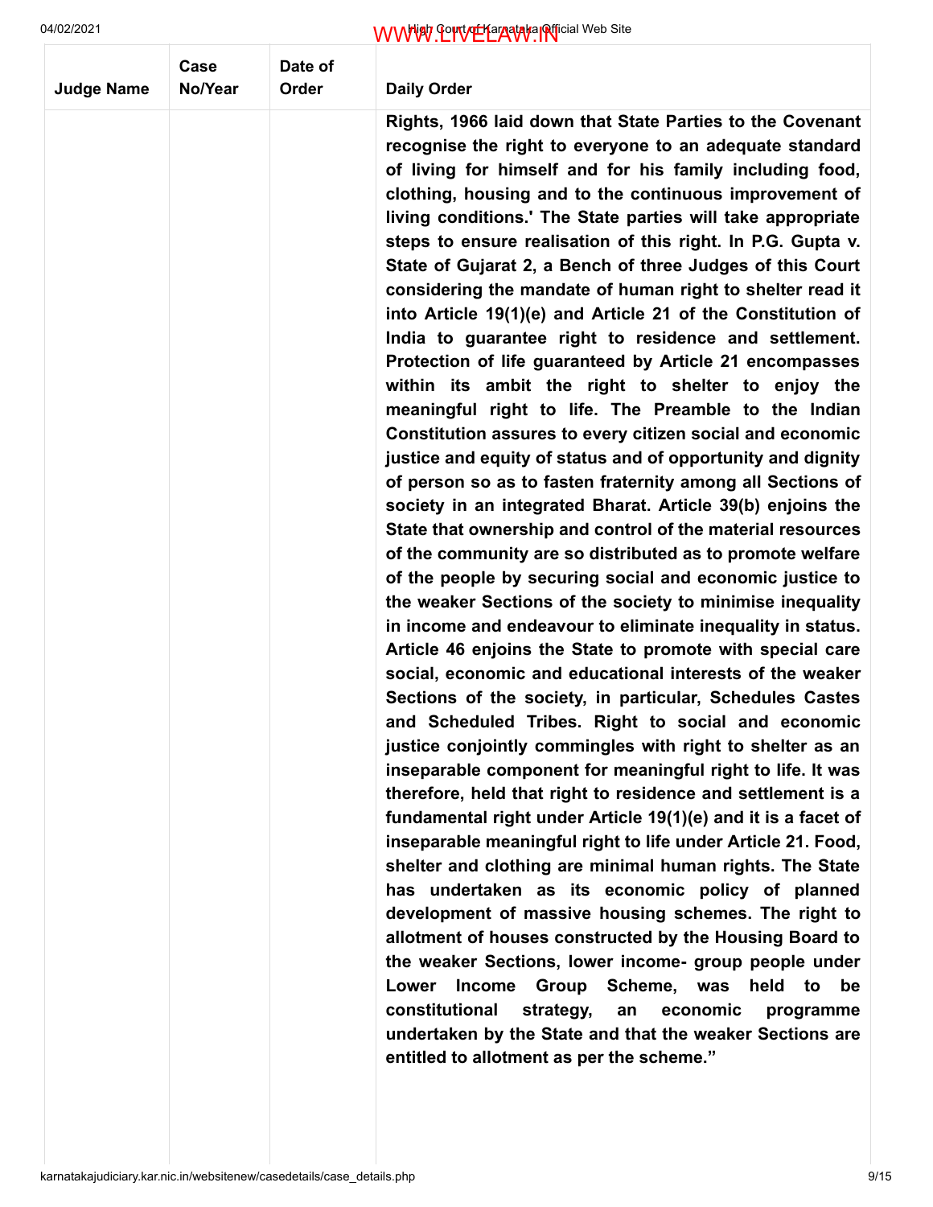| Judge Name | Case No/Year | Date of Order | Daily Order |
|---|---|---|---|
| | | | **Rights, 1966 laid down that State Parties to the Covenant recognise the right to everyone to an adequate standard of living for himself and for his family including food, clothing, housing and to the continuous improvement of living conditions.' The State parties will take appropriate steps to ensure realisation of this right. In P.G. Gupta v. State of Gujarat 2, a Bench of three Judges of this Court considering the mandate of human right to shelter read it into Article 19(1)(e) and Article 21 of the Constitution of India to guarantee right to residence and settlement. Protection of life guaranteed by Article 21 encompasses within its ambit the right to shelter to enjoy the meaningful right to life. The Preamble to the Indian Constitution assures to every citizen social and economic justice and equity of status and of opportunity and dignity of person so as to fasten fraternity among all Sections of society in an integrated Bharat. Article 39(b) enjoins the State that ownership and control of the material resources of the community are so distributed as to promote welfare of the people by securing social and economic justice to the weaker Sections of the society to minimise inequality in income and endeavour to eliminate inequality in status. Article 46 enjoins the State to promote with special care social, economic and educational interests of the weaker Sections of the society, in particular, Schedules Castes and Scheduled Tribes. Right to social and economic justice conjointly commingles with right to shelter as an inseparable component for meaningful right to life. It was therefore, held that right to residence and settlement is a fundamental right under Article 19(1)(e) and it is a facet of inseparable meaningful right to life under Article 21. Food, shelter and clothing are minimal human rights. The State has undertaken as its economic policy of planned development of massive housing schemes. The right to allotment of houses constructed by the Housing Board to the weaker Sections, lower income- group people under Lower Income Group Scheme, was held to be constitutional strategy, an economic programme undertaken by the State and that the weaker Sections are entitled to allotment as per the scheme."** |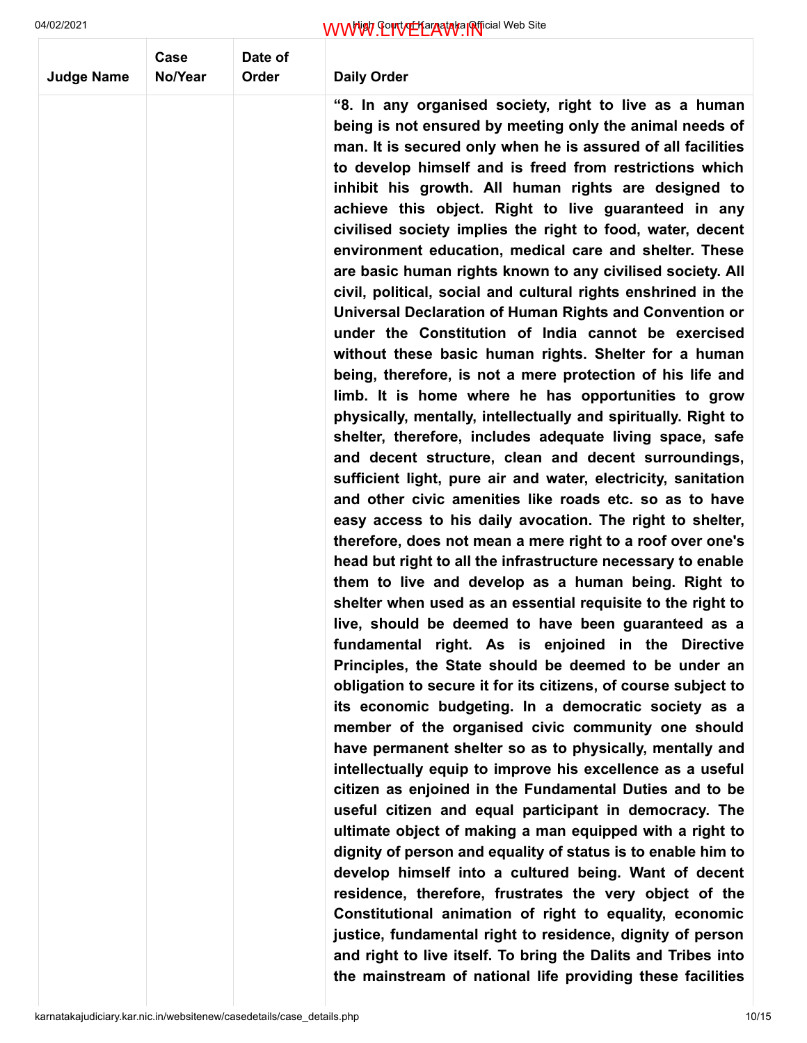| Judge Name | Case No/Year | Date of Order | Daily Order |
| --- | --- | --- | --- |
| | | | **"8. In any organised society, right to live as a human being is not ensured by meeting only the animal needs of man. It is secured only when he is assured of all facilities to develop himself and is freed from restrictions which inhibit his growth. All human rights are designed to achieve this object. Right to live guaranteed in any civilised society implies the right to food, water, decent environment education, medical care and shelter. These are basic human rights known to any civilised society. All civil, political, social and cultural rights enshrined in the Universal Declaration of Human Rights and Convention or under the Constitution of India cannot be exercised without these basic human rights. Shelter for a human being, therefore, is not a mere protection of his life and limb. It is home where he has opportunities to grow physically, mentally, intellectually and spiritually. Right to shelter, therefore, includes adequate living space, safe and decent structure, clean and decent surroundings, sufficient light, pure air and water, electricity, sanitation and other civic amenities like roads etc. so as to have easy access to his daily avocation. The right to shelter, therefore, does not mean a mere right to a roof over one's head but right to all the infrastructure necessary to enable them to live and develop as a human being. Right to shelter when used as an essential requisite to the right to live, should be deemed to have been guaranteed as a fundamental right. As is enjoined in the Directive Principles, the State should be deemed to be under an obligation to secure it for its citizens, of course subject to its economic budgeting. In a democratic society as a member of the organised civic community one should have permanent shelter so as to physically, mentally and intellectually equip to improve his excellence as a useful citizen as enjoined in the Fundamental Duties and to be useful citizen and equal participant in democracy. The ultimate object of making a man equipped with a right to dignity of person and equality of status is to enable him to develop himself into a cultured being. Want of decent residence, therefore, frustrates the very object of the Constitutional animation of right to equality, economic justice, fundamental right to residence, dignity of person and right to live itself. To bring the Dalits and Tribes into the mainstream of national life providing these facilities** |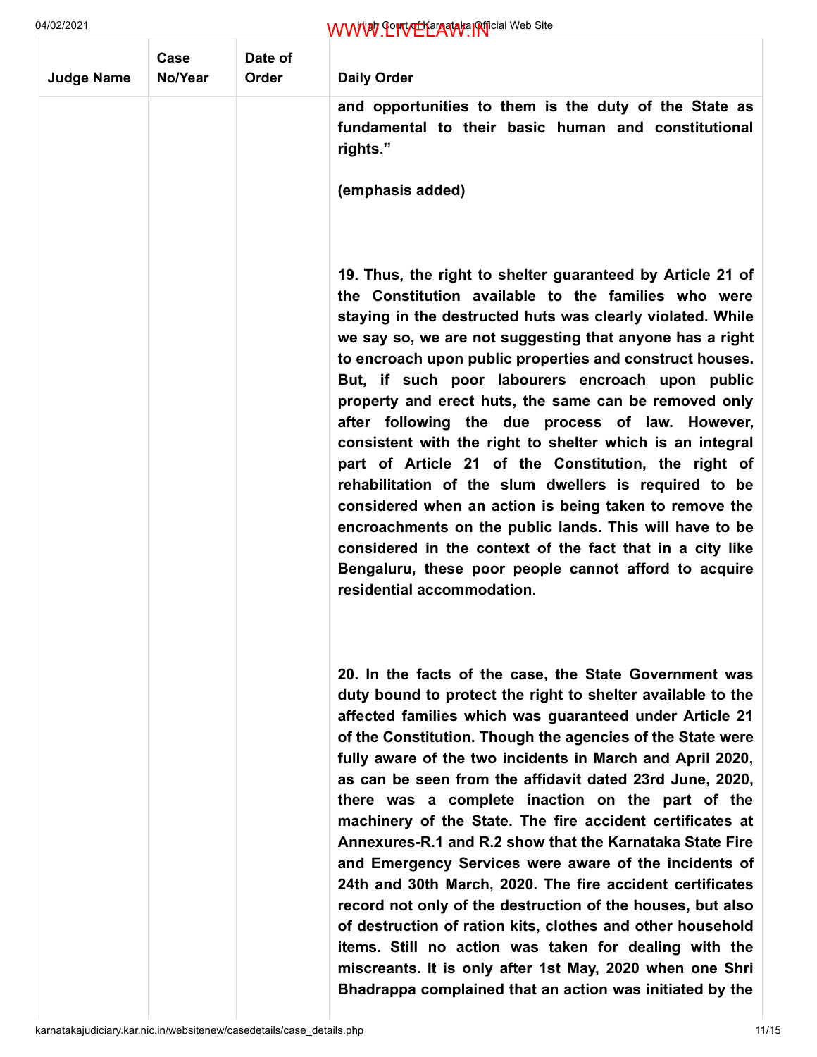| Judge Name | Case No/Year | Date of Order | Daily Order |
|---|---|---|---|
| | | | **and opportunities to them is the duty of the State as fundamental to their basic human and constitutional rights."** <br><br> **(emphasis added)** <br><br> **19. Thus, the right to shelter guaranteed by Article 21 of the Constitution available to the families who were staying in the destructed huts was clearly violated. While we say so, we are not suggesting that anyone has a right to encroach upon public properties and construct houses. But, if such poor labourers encroach upon public property and erect huts, the same can be removed only after following the due process of law. However, consistent with the right to shelter which is an integral part of Article 21 of the Constitution, the right of rehabilitation of the slum dwellers is required to be considered when an action is being taken to remove the encroachments on the public lands. This will have to be considered in the context of the fact that in a city like Bengaluru, these poor people cannot afford to acquire residential accommodation.** <br><br> **20. In the facts of the case, the State Government was duty bound to protect the right to shelter available to the affected families which was guaranteed under Article 21 of the Constitution. Though the agencies of the State were fully aware of the two incidents in March and April 2020, as can be seen from the affidavit dated 23rd June, 2020, there was a complete inaction on the part of the machinery of the State. The fire accident certificates at Annexures-R.1 and R.2 show that the Karnataka State Fire and Emergency Services were aware of the incidents of 24th and 30th March, 2020. The fire accident certificates record not only of the destruction of the houses, but also of destruction of ration kits, clothes and other household items. Still no action was taken for dealing with the miscreants. It is only after 1st May, 2020 when one Shri Bhadrappa complained that an action was initiated by the** |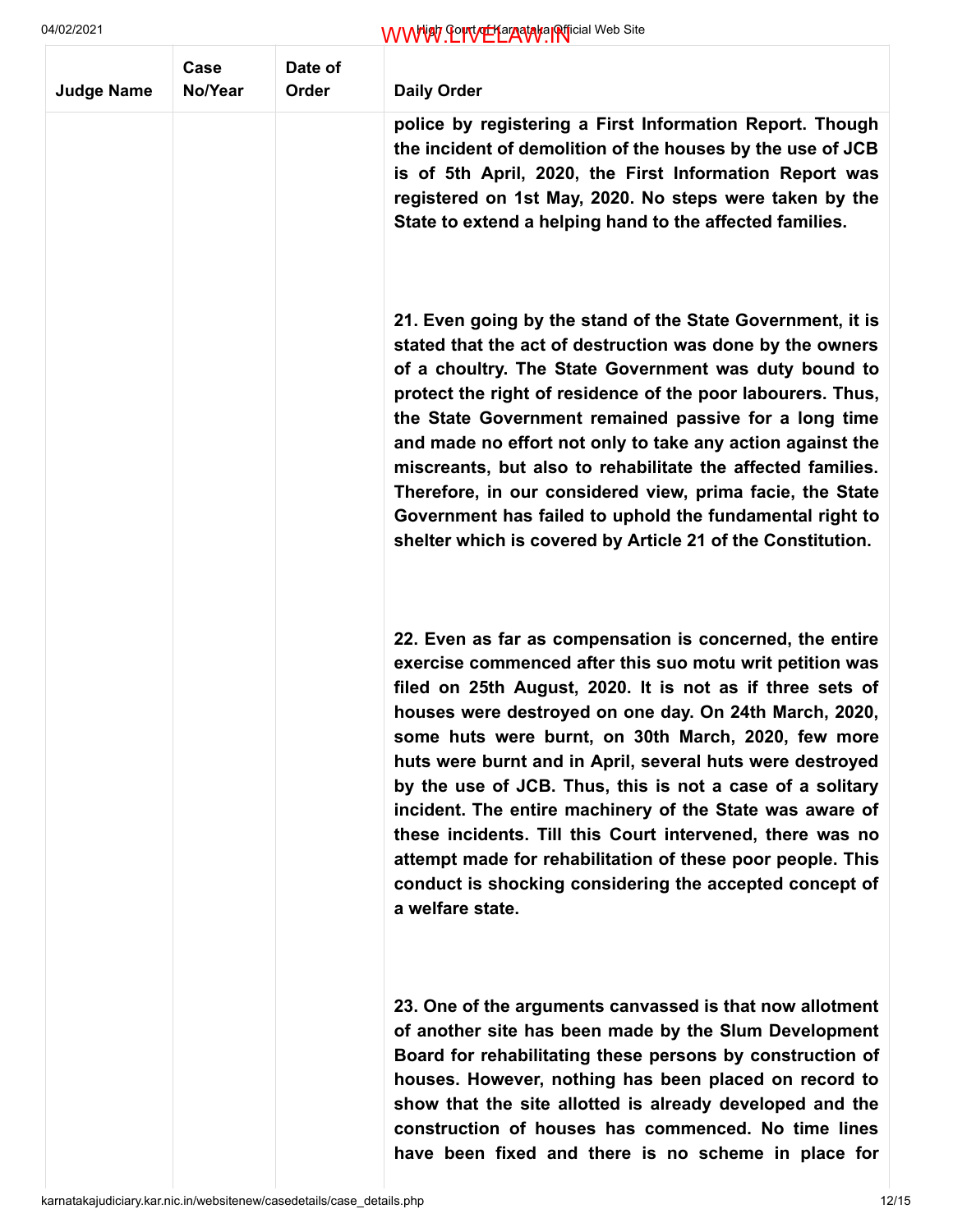| Judge Name | Case No/Year | Date of Order | Daily Order |
|---|---|---|---|
| | | | **police by registering a First Information Report. Though the incident of demolition of the houses by the use of JCB is of 5th April, 2020, the First Information Report was registered on 1st May, 2020. No steps were taken by the State to extend a helping hand to the affected families.**<br><br>**21. Even going by the stand of the State Government, it is stated that the act of destruction was done by the owners of a choultry. The State Government was duty bound to protect the right of residence of the poor labourers. Thus, the State Government remained passive for a long time and made no effort not only to take any action against the miscreants, but also to rehabilitate the affected families. Therefore, in our considered view, prima facie, the State Government has failed to uphold the fundamental right to shelter which is covered by Article 21 of the Constitution.**<br><br>**22. Even as far as compensation is concerned, the entire exercise commenced after this suo motu writ petition was filed on 25th August, 2020. It is not as if three sets of houses were destroyed on one day. On 24th March, 2020, some huts were burnt, on 30th March, 2020, few more huts were burnt and in April, several huts were destroyed by the use of JCB. Thus, this is not a case of a solitary incident. The entire machinery of the State was aware of these incidents. Till this Court intervened, there was no attempt made for rehabilitation of these poor people. This conduct is shocking considering the accepted concept of a welfare state.**<br><br>**23. One of the arguments canvassed is that now allotment of another site has been made by the Slum Development Board for rehabilitating these persons by construction of houses. However, nothing has been placed on record to show that the site allotted is already developed and the construction of houses has commenced. No time lines have been fixed and there is no scheme in place for** |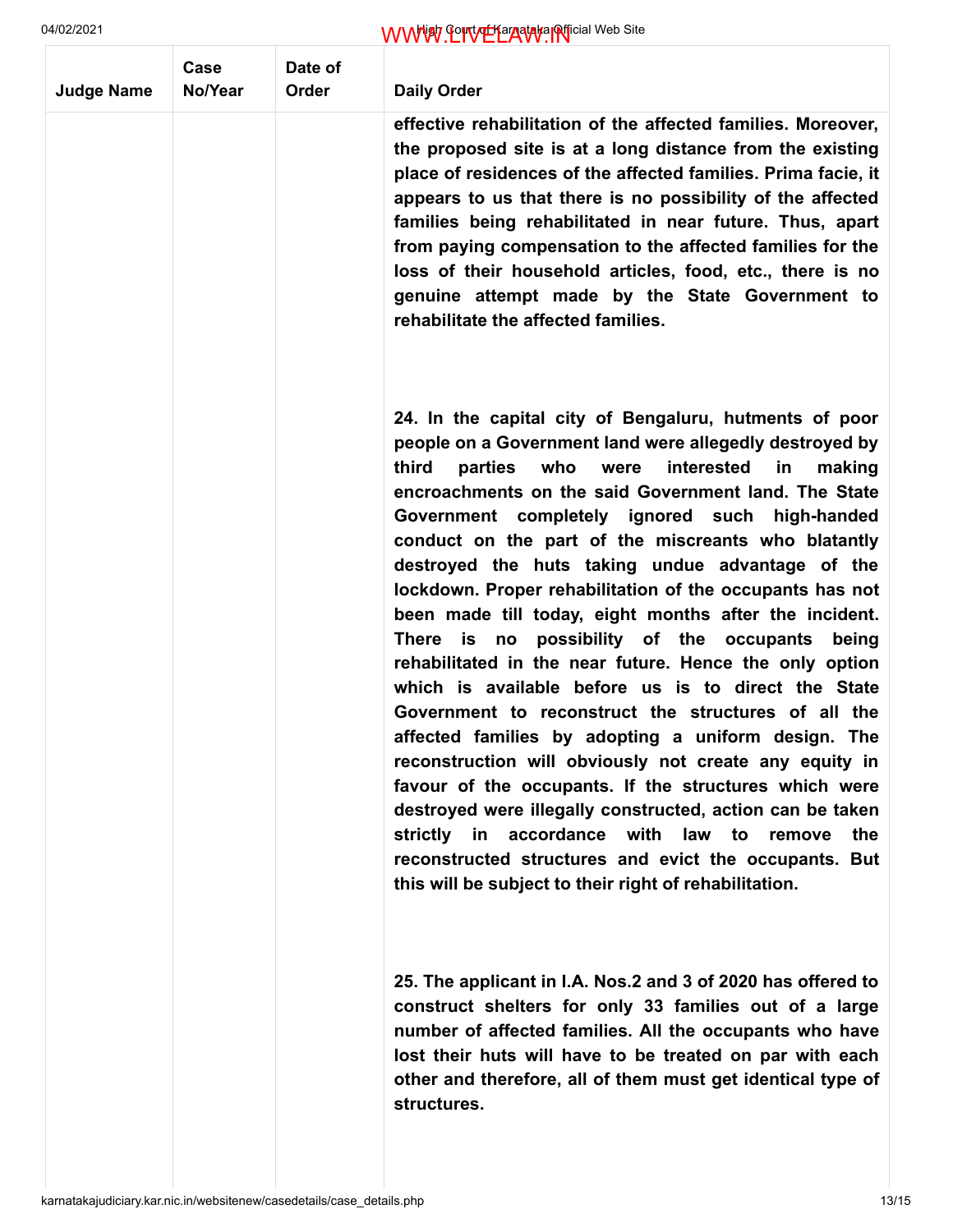| Judge Name | Case No/Year | Date of Order | Daily Order |
|---|---|---|---|
| | | | **effective rehabilitation of the affected families. Moreover, the proposed site is at a long distance from the existing place of residences of the affected families. Prima facie, it appears to us that there is no possibility of the affected families being rehabilitated in near future. Thus, apart from paying compensation to the affected families for the loss of their household articles, food, etc., there is no genuine attempt made by the State Government to rehabilitate the affected families.** <br><br> **24. In the capital city of Bengaluru, hutments of poor people on a Government land were allegedly destroyed by third parties who were interested in making encroachments on the said Government land. The State Government completely ignored such high-handed conduct on the part of the miscreants who blatantly destroyed the huts taking undue advantage of the lockdown. Proper rehabilitation of the occupants has not been made till today, eight months after the incident. There is no possibility of the occupants being rehabilitated in the near future. Hence the only option which is available before us is to direct the State Government to reconstruct the structures of all the affected families by adopting a uniform design. The reconstruction will obviously not create any equity in favour of the occupants. If the structures which were destroyed were illegally constructed, action can be taken strictly in accordance with law to remove the reconstructed structures and evict the occupants. But this will be subject to their right of rehabilitation.** <br><br> **25. The applicant in I.A. Nos.2 and 3 of 2020 has offered to construct shelters for only 33 families out of a large number of affected families. All the occupants who have lost their huts will have to be treated on par with each other and therefore, all of them must get identical type of structures.** |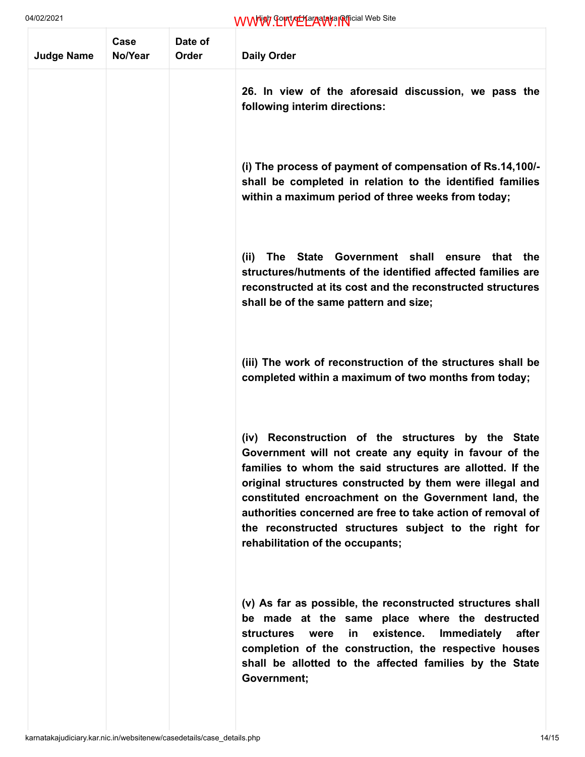| Judge Name | Case No/Year | Date of Order | Daily Order |
|---|---|---|---|
| | | | **26. In view of the aforesaid discussion, we pass the following interim directions:** |
| | | | **(i) The process of payment of compensation of Rs.14,100/- shall be completed in relation to the identified families within a maximum period of three weeks from today;** |
| | | | **(ii) The State Government shall ensure that the structures/hutments of the identified affected families are reconstructed at its cost and the reconstructed structures shall be of the same pattern and size;** |
| | | | **(iii) The work of reconstruction of the structures shall be completed within a maximum of two months from today;** |
| | | | **(iv) Reconstruction of the structures by the State Government will not create any equity in favour of the families to whom the said structures are allotted. If the original structures constructed by them were illegal and constituted encroachment on the Government land, the authorities concerned are free to take action of removal of the reconstructed structures subject to the right for rehabilitation of the occupants;** |
| | | | **(v) As far as possible, the reconstructed structures shall be made at the same place where the destructed structures were in existence. Immediately after completion of the construction, the respective houses shall be allotted to the affected families by the State Government;** |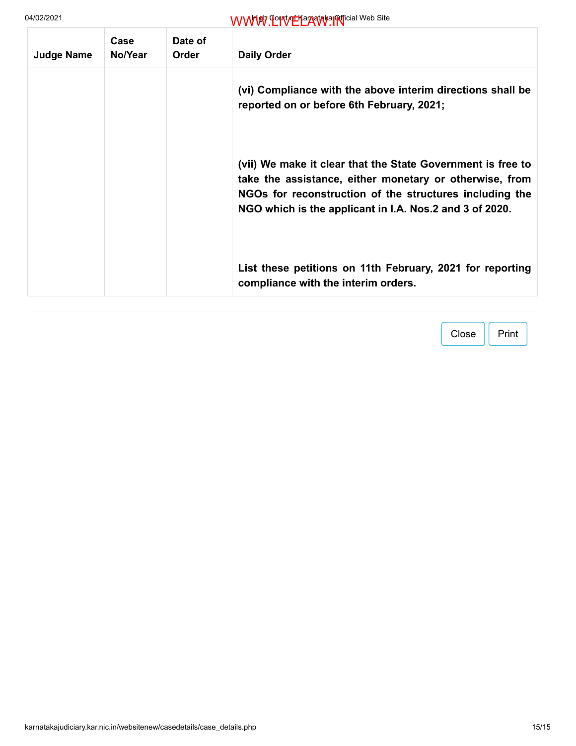| Judge Name | Case No/Year | Date of Order | Daily Order |
|---|---|---|---|
| | | | **(vi) Compliance with the above interim directions shall be reported on or before 6th February, 2021;** **(vii) We make it clear that the State Government is free to take the assistance, either monetary or otherwise, from NGOs for reconstruction of the structures including the NGO which is the applicant in I.A. Nos.2 and 3 of 2020.** **List these petitions on 11th February, 2021 for reporting compliance with the interim orders.** |

Close Print